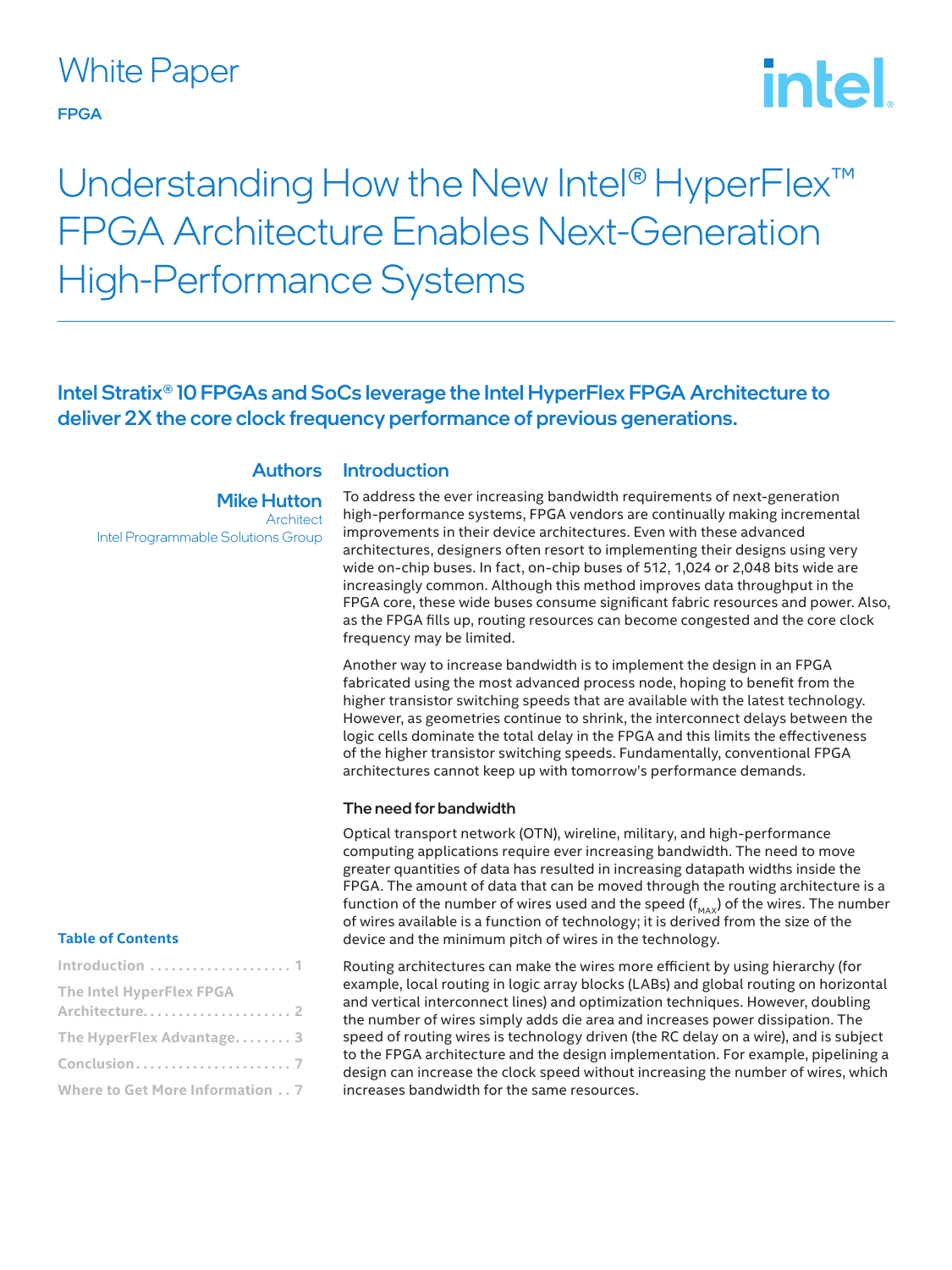White Paper

FPGA

# Understanding How the New Intel® HyperFlex™ FPGA Architecture Enables Next-Generation High-Performance Systems

**Intel Stratix® 10 FPGAs and SoCs leverage the Intel HyperFlex FPGA Architecture to deliver 2X the core clock frequency performance of previous generations.**

**Authors**

**Mike Hutton**
Architect
Intel Programmable Solutions Group

**Table of Contents**

| | |
|---|---|
| Introduction | 1 |
| The Intel HyperFlex FPGA Architecture | 2 |
| The HyperFlex Advantage | 3 |
| Conclusion | 7 |
| Where to Get More Information | 7 |

## Introduction

To address the ever increasing bandwidth requirements of next-generation high-performance systems, FPGA vendors are continually making incremental improvements in their device architectures. Even with these advanced architectures, designers often resort to implementing their designs using very wide on-chip buses. In fact, on-chip buses of 512, 1,024 or 2,048 bits wide are increasingly common. Although this method improves data throughput in the FPGA core, these wide buses consume significant fabric resources and power. Also, as the FPGA fills up, routing resources can become congested and the core clock frequency may be limited.

Another way to increase bandwidth is to implement the design in an FPGA fabricated using the most advanced process node, hoping to benefit from the higher transistor switching speeds that are available with the latest technology. However, as geometries continue to shrink, the interconnect delays between the logic cells dominate the total delay in the FPGA and this limits the effectiveness of the higher transistor switching speeds. Fundamentally, conventional FPGA architectures cannot keep up with tomorrow's performance demands.

### The need for bandwidth

Optical transport network (OTN), wireline, military, and high-performance computing applications require ever increasing bandwidth. The need to move greater quantities of data has resulted in increasing datapath widths inside the FPGA. The amount of data that can be moved through the routing architecture is a function of the number of wires used and the speed ($f_{MAX}$) of the wires. The number of wires available is a function of technology; it is derived from the size of the device and the minimum pitch of wires in the technology.

Routing architectures can make the wires more efficient by using hierarchy (for example, local routing in logic array blocks (LABs) and global routing on horizontal and vertical interconnect lines) and optimization techniques. However, doubling the number of wires simply adds die area and increases power dissipation. The speed of routing wires is technology driven (the RC delay on a wire), and is subject to the FPGA architecture and the design implementation. For example, pipelining a design can increase the clock speed without increasing the number of wires, which increases bandwidth for the same resources.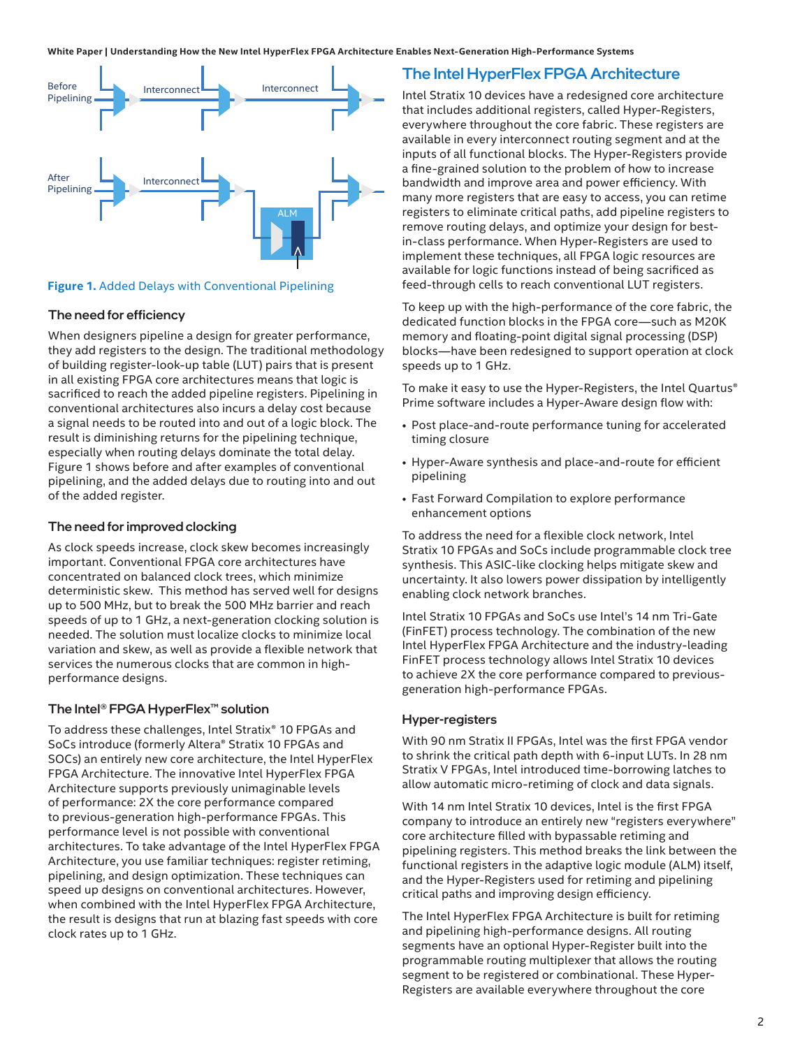Figure 1. Added Delays with Conventional Pipelining

### The need for efficiency

When designers pipeline a design for greater performance, they add registers to the design. The traditional methodology of building register-look-up table (LUT) pairs that is present in all existing FPGA core architectures means that logic is sacrificed to reach the added pipeline registers. Pipelining in conventional architectures also incurs a delay cost because a signal needs to be routed into and out of a logic block. The result is diminishing returns for the pipelining technique, especially when routing delays dominate the total delay. Figure 1 shows before and after examples of conventional pipelining, and the added delays due to routing into and out of the added register.

### The need for improved clocking

As clock speeds increase, clock skew becomes increasingly important. Conventional FPGA core architectures have concentrated on balanced clock trees, which minimize deterministic skew. This method has served well for designs up to 500 MHz, but to break the 500 MHz barrier and reach speeds of up to 1 GHz, a next-generation clocking solution is needed. The solution must localize clocks to minimize local variation and skew, as well as provide a flexible network that services the numerous clocks that are common in high-performance designs.

### The Intel® FPGA HyperFlex™ solution

To address these challenges, Intel Stratix® 10 FPGAs and SoCs introduce (formerly Altera® Stratix 10 FPGAs and SOCs) an entirely new core architecture, the Intel HyperFlex FPGA Architecture. The innovative Intel HyperFlex FPGA Architecture supports previously unimaginable levels of performance: 2X the core performance compared to previous-generation high-performance FPGAs. This performance level is not possible with conventional architectures. To take advantage of the Intel HyperFlex FPGA Architecture, you use familiar techniques: register retiming, pipelining, and design optimization. These techniques can speed up designs on conventional architectures. However, when combined with the Intel HyperFlex FPGA Architecture, the result is designs that run at blazing fast speeds with core clock rates up to 1 GHz.

## The Intel HyperFlex FPGA Architecture

Intel Stratix 10 devices have a redesigned core architecture that includes additional registers, called Hyper-Registers, everywhere throughout the core fabric. These registers are available in every interconnect routing segment and at the inputs of all functional blocks. The Hyper-Registers provide a fine-grained solution to the problem of how to increase bandwidth and improve area and power efficiency. With many more registers that are easy to access, you can retime registers to eliminate critical paths, add pipeline registers to remove routing delays, and optimize your design for best-in-class performance. When Hyper-Registers are used to implement these techniques, all FPGA logic resources are available for logic functions instead of being sacrificed as feed-through cells to reach conventional LUT registers.

To keep up with the high-performance of the core fabric, the dedicated function blocks in the FPGA core—such as M20K memory and floating-point digital signal processing (DSP) blocks—have been redesigned to support operation at clock speeds up to 1 GHz.

To make it easy to use the Hyper-Registers, the Intel Quartus® Prime software includes a Hyper-Aware design flow with:

- Post place-and-route performance tuning for accelerated timing closure
- Hyper-Aware synthesis and place-and-route for efficient pipelining
- Fast Forward Compilation to explore performance enhancement options

To address the need for a flexible clock network, Intel Stratix 10 FPGAs and SoCs include programmable clock tree synthesis. This ASIC-like clocking helps mitigate skew and uncertainty. It also lowers power dissipation by intelligently enabling clock network branches.

Intel Stratix 10 FPGAs and SoCs use Intel's 14 nm Tri-Gate (FinFET) process technology. The combination of the new Intel HyperFlex FPGA Architecture and the industry-leading FinFET process technology allows Intel Stratix 10 devices to achieve 2X the core performance compared to previous-generation high-performance FPGAs.

### Hyper-registers

With 90 nm Stratix II FPGAs, Intel was the first FPGA vendor to shrink the critical path depth with 6-input LUTs. In 28 nm Stratix V FPGAs, Intel introduced time-borrowing latches to allow automatic micro-retiming of clock and data signals.

With 14 nm Intel Stratix 10 devices, Intel is the first FPGA company to introduce an entirely new "registers everywhere" core architecture filled with bypassable retiming and pipelining registers. This method breaks the link between the functional registers in the adaptive logic module (ALM) itself, and the Hyper-Registers used for retiming and pipelining critical paths and improving design efficiency.

The Intel HyperFlex FPGA Architecture is built for retiming and pipelining high-performance designs. All routing segments have an optional Hyper-Register built into the programmable routing multiplexer that allows the routing segment to be registered or combinational. These Hyper-Registers are available everywhere throughout the core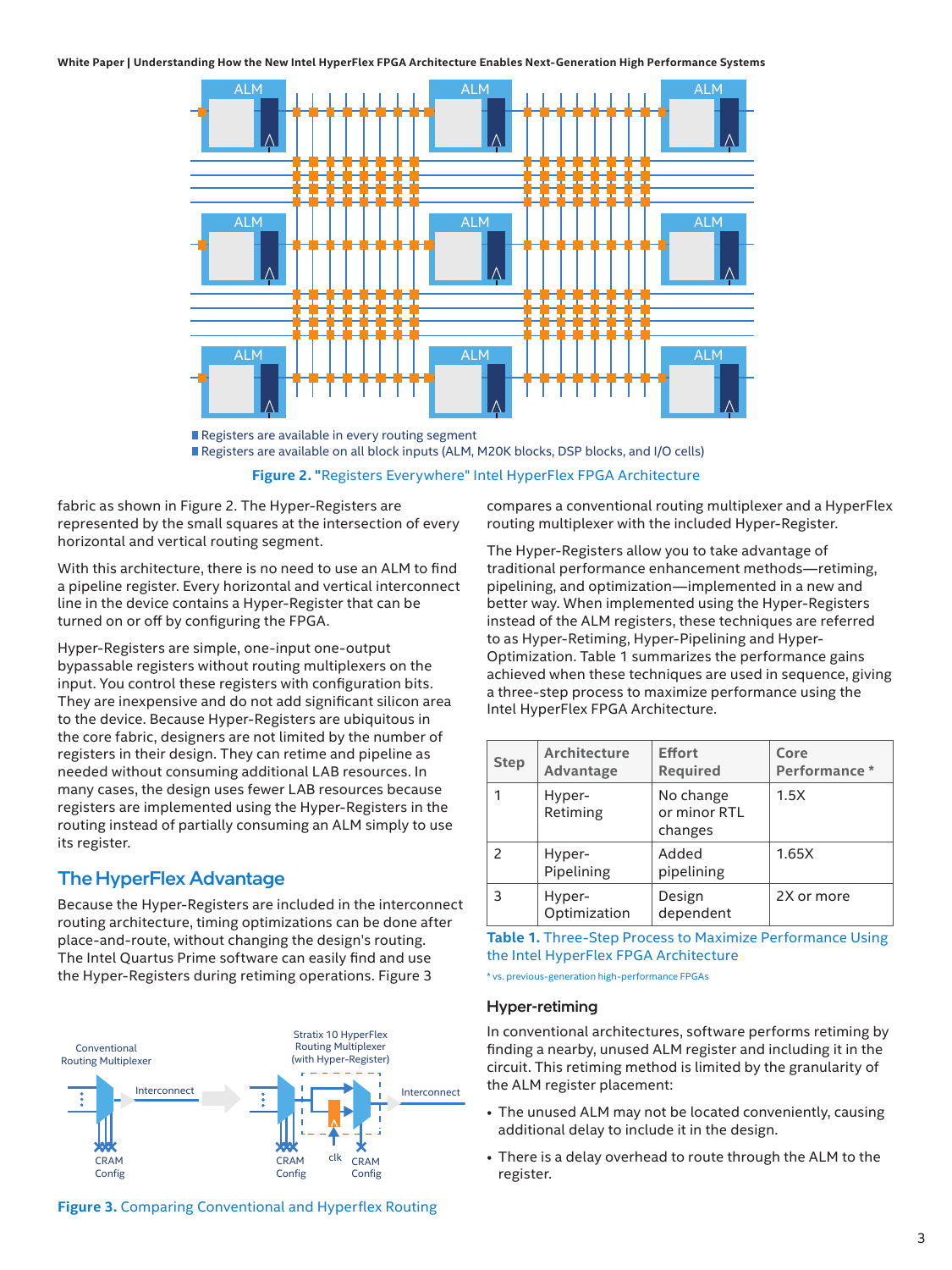- Registers are available in every routing segment
- Registers are available on all block inputs (ALM, M20K blocks, DSP blocks, and I/O cells)

**Figure 2.** "Registers Everywhere" Intel HyperFlex FPGA Architecture

fabric as shown in Figure 2. The Hyper-Registers are represented by the small squares at the intersection of every horizontal and vertical routing segment.

With this architecture, there is no need to use an ALM to find a pipeline register. Every horizontal and vertical interconnect line in the device contains a Hyper-Register that can be turned on or off by configuring the FPGA.

Hyper-Registers are simple, one-input one-output bypassable registers without routing multiplexers on the input. You control these registers with configuration bits. They are inexpensive and do not add significant silicon area to the device. Because Hyper-Registers are ubiquitous in the core fabric, designers are not limited by the number of registers in their design. They can retime and pipeline as needed without consuming additional LAB resources. In many cases, the design uses fewer LAB resources because registers are implemented using the Hyper-Registers in the routing instead of partially consuming an ALM simply to use its register.

## The HyperFlex Advantage

Because the Hyper-Registers are included in the interconnect routing architecture, timing optimizations can be done after place-and-route, without changing the design's routing. The Intel Quartus Prime software can easily find and use the Hyper-Registers during retiming operations. Figure 3 compares a conventional routing multiplexer and a HyperFlex routing multiplexer with the included Hyper-Register.

**Figure 3.** Comparing Conventional and Hyperflex Routing

The Hyper-Registers allow you to take advantage of traditional performance enhancement methods—retiming, pipelining, and optimization—implemented in a new and better way. When implemented using the Hyper-Registers instead of the ALM registers, these techniques are referred to as Hyper-Retiming, Hyper-Pipelining and Hyper-Optimization. Table 1 summarizes the performance gains achieved when these techniques are used in sequence, giving a three-step process to maximize performance using the Intel HyperFlex FPGA Architecture.

| Step | Architecture Advantage | Effort Required | Core Performance * |
|---|---|---|---|
| 1 | Hyper-Retiming | No change or minor RTL changes | 1.5X |
| 2 | Hyper-Pipelining | Added pipelining | 1.65X |
| 3 | Hyper-Optimization | Design dependent | 2X or more |

**Table 1.** Three-Step Process to Maximize Performance Using the Intel HyperFlex FPGA Architecture

* vs. previous-generation high-performance FPGAs

### Hyper-retiming

In conventional architectures, software performs retiming by finding a nearby, unused ALM register and including it in the circuit. This retiming method is limited by the granularity of the ALM register placement:

- The unused ALM may not be located conveniently, causing additional delay to include it in the design.
- There is a delay overhead to route through the ALM to the register.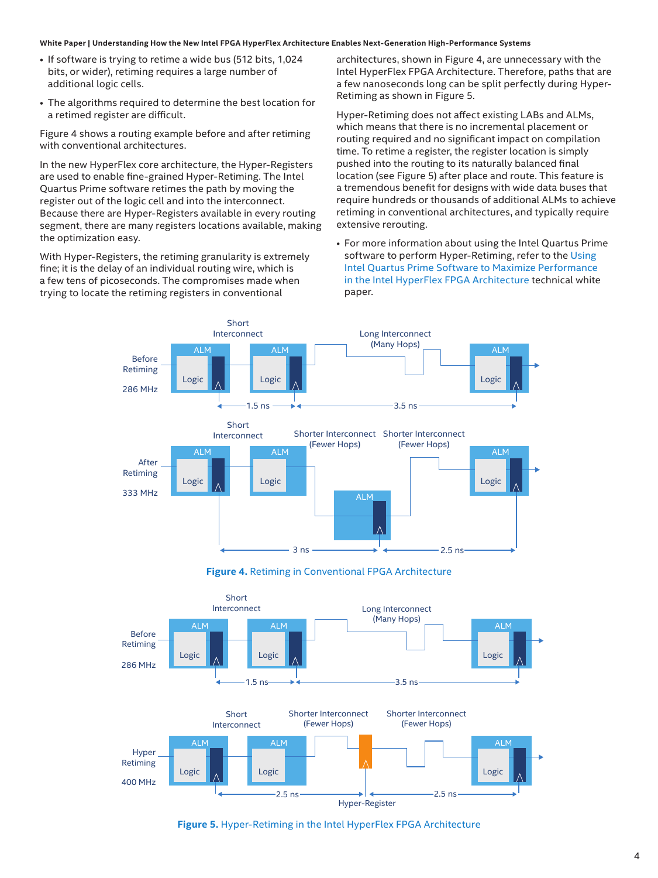- If software is trying to retime a wide bus (512 bits, 1,024 bits, or wider), retiming requires a large number of additional logic cells.
- The algorithms required to determine the best location for a retimed register are difficult.

Figure 4 shows a routing example before and after retiming with conventional architectures.

In the new HyperFlex core architecture, the Hyper-Registers are used to enable fine-grained Hyper-Retiming. The Intel Quartus Prime software retimes the path by moving the register out of the logic cell and into the interconnect. Because there are Hyper-Registers available in every routing segment, there are many registers locations available, making the optimization easy.

With Hyper-Registers, the retiming granularity is extremely fine; it is the delay of an individual routing wire, which is a few tens of picoseconds. The compromises made when trying to locate the retiming registers in conventional architectures, shown in Figure 4, are unnecessary with the Intel HyperFlex FPGA Architecture. Therefore, paths that are a few nanoseconds long can be split perfectly during Hyper-Retiming as shown in Figure 5.

Hyper-Retiming does not affect existing LABs and ALMs, which means that there is no incremental placement or routing required and no significant impact on compilation time. To retime a register, the register location is simply pushed into the routing to its naturally balanced final location (see Figure 5) after place and route. This feature is a tremendous benefit for designs with wide data buses that require hundreds or thousands of additional ALMs to achieve retiming in conventional architectures, and typically require extensive rerouting.

- For more information about using the Intel Quartus Prime software to perform Hyper-Retiming, refer to the Using Intel Quartus Prime Software to Maximize Performance in the Intel HyperFlex FPGA Architecture technical white paper.

**Figure 4.** Retiming in Conventional FPGA Architecture

**Figure 5.** Hyper-Retiming in the Intel HyperFlex FPGA Architecture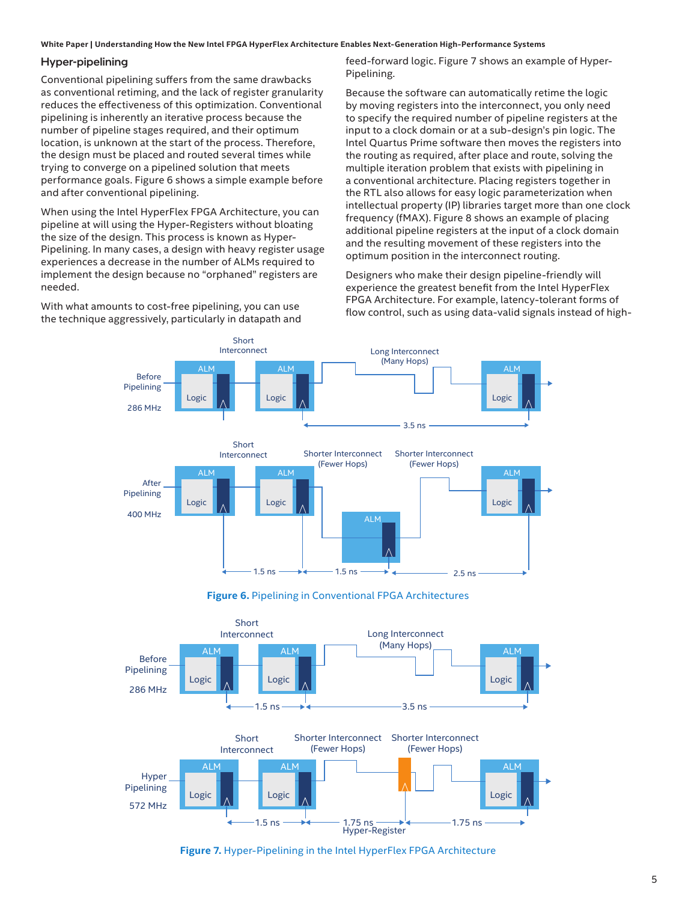## Hyper-pipelining

Conventional pipelining suffers from the same drawbacks as conventional retiming, and the lack of register granularity reduces the effectiveness of this optimization. Conventional pipelining is inherently an iterative process because the number of pipeline stages required, and their optimum location, is unknown at the start of the process. Therefore, the design must be placed and routed several times while trying to converge on a pipelined solution that meets performance goals. Figure 6 shows a simple example before and after conventional pipelining.

When using the Intel HyperFlex FPGA Architecture, you can pipeline at will using the Hyper-Registers without bloating the size of the design. This process is known as Hyper-Pipelining. In many cases, a design with heavy register usage experiences a decrease in the number of ALMs required to implement the design because no "orphaned" registers are needed.

With what amounts to cost-free pipelining, you can use the technique aggressively, particularly in datapath and feed-forward logic. Figure 7 shows an example of Hyper-Pipelining.

Because the software can automatically retime the logic by moving registers into the interconnect, you only need to specify the required number of pipeline registers at the input to a clock domain or at a sub-design's pin logic. The Intel Quartus Prime software then moves the registers into the routing as required, after place and route, solving the multiple iteration problem that exists with pipelining in a conventional architecture. Placing registers together in the RTL also allows for easy logic parameterization when intellectual property (IP) libraries target more than one clock frequency (fMAX). Figure 8 shows an example of placing additional pipeline registers at the input of a clock domain and the resulting movement of these registers into the optimum position in the interconnect routing.

Designers who make their design pipeline-friendly will experience the greatest benefit from the Intel HyperFlex FPGA Architecture. For example, latency-tolerant forms of flow control, such as using data-valid signals instead of high-

**Figure 6.** Pipelining in Conventional FPGA Architectures

**Figure 7.** Hyper-Pipelining in the Intel HyperFlex FPGA Architecture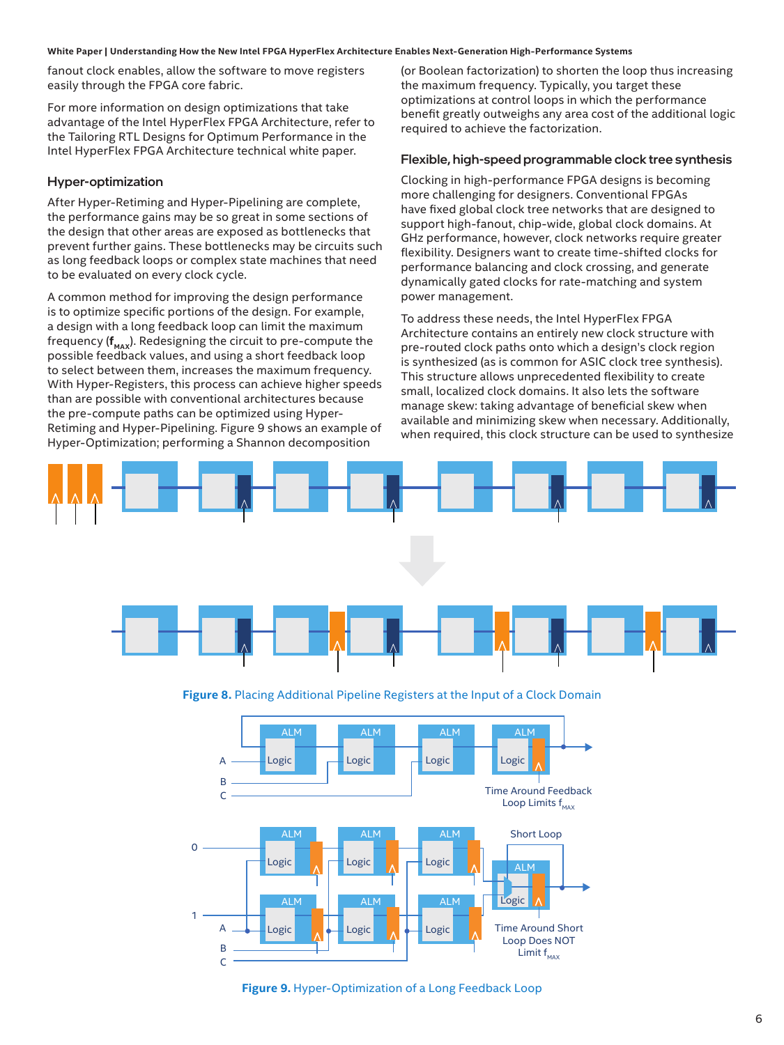fanout clock enables, allow the software to move registers easily through the FPGA core fabric.

For more information on design optimizations that take advantage of the Intel HyperFlex FPGA Architecture, refer to the Tailoring RTL Designs for Optimum Performance in the Intel HyperFlex FPGA Architecture technical white paper.

### Hyper-optimization

After Hyper-Retiming and Hyper-Pipelining are complete, the performance gains may be so great in some sections of the design that other areas are exposed as bottlenecks that prevent further gains. These bottlenecks may be circuits such as long feedback loops or complex state machines that need to be evaluated on every clock cycle.

A common method for improving the design performance is to optimize specific portions of the design. For example, a design with a long feedback loop can limit the maximum frequency (**$f_{MAX}$**). Redesigning the circuit to pre-compute the possible feedback values, and using a short feedback loop to select between them, increases the maximum frequency. With Hyper-Registers, this process can achieve higher speeds than are possible with conventional architectures because the pre-compute paths can be optimized using Hyper-Retiming and Hyper-Pipelining. Figure 9 shows an example of Hyper-Optimization; performing a Shannon decomposition (or Boolean factorization) to shorten the loop thus increasing the maximum frequency. Typically, you target these optimizations at control loops in which the performance benefit greatly outweighs any area cost of the additional logic required to achieve the factorization.

### Flexible, high-speed programmable clock tree synthesis

Clocking in high-performance FPGA designs is becoming more challenging for designers. Conventional FPGAs have fixed global clock tree networks that are designed to support high-fanout, chip-wide, global clock domains. At GHz performance, however, clock networks require greater flexibility. Designers want to create time-shifted clocks for performance balancing and clock crossing, and generate dynamically gated clocks for rate-matching and system power management.

To address these needs, the Intel HyperFlex FPGA Architecture contains an entirely new clock structure with pre-routed clock paths onto which a design's clock region is synthesized (as is common for ASIC clock tree synthesis). This structure allows unprecedented flexibility to create small, localized clock domains. It also lets the software manage skew: taking advantage of beneficial skew when available and minimizing skew when necessary. Additionally, when required, this clock structure can be used to synthesize

**Figure 8.** Placing Additional Pipeline Registers at the Input of a Clock Domain

**Figure 9.** Hyper-Optimization of a Long Feedback Loop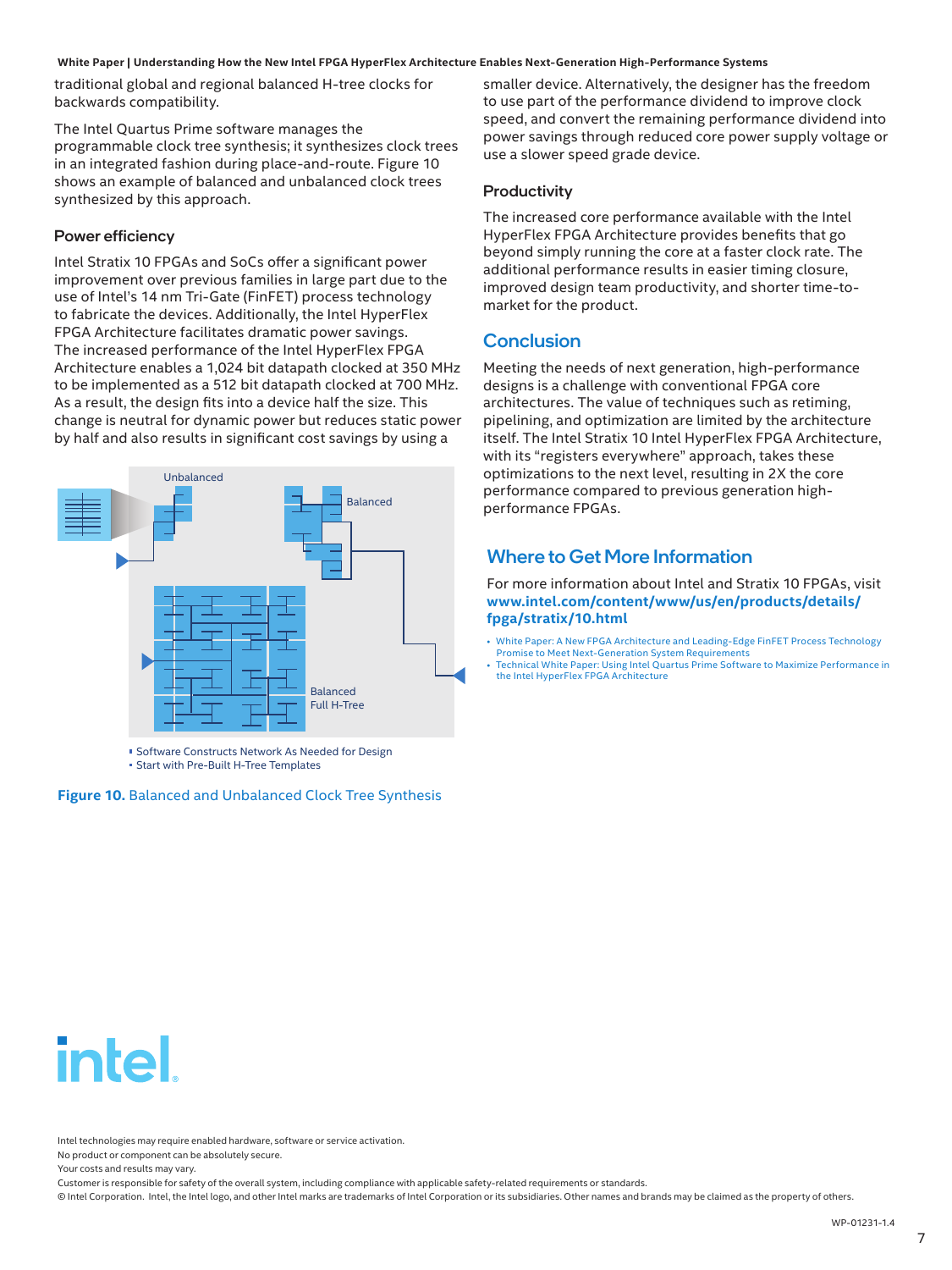traditional global and regional balanced H-tree clocks for backwards compatibility.

The Intel Quartus Prime software manages the programmable clock tree synthesis; it synthesizes clock trees in an integrated fashion during place-and-route. Figure 10 shows an example of balanced and unbalanced clock trees synthesized by this approach.

### Power efficiency

Intel Stratix 10 FPGAs and SoCs offer a significant power improvement over previous families in large part due to the use of Intel's 14 nm Tri-Gate (FinFET) process technology to fabricate the devices. Additionally, the Intel HyperFlex FPGA Architecture facilitates dramatic power savings. The increased performance of the Intel HyperFlex FPGA Architecture enables a 1,024 bit datapath clocked at 350 MHz to be implemented as a 512 bit datapath clocked at 700 MHz. As a result, the design fits into a device half the size. This change is neutral for dynamic power but reduces static power by half and also results in significant cost savings by using a smaller device. Alternatively, the designer has the freedom to use part of the performance dividend to improve clock speed, and convert the remaining performance dividend into power savings through reduced core power supply voltage or use a slower speed grade device.

Unbalanced

Balanced

Balanced Full H-Tree

- Software Constructs Network As Needed for Design
- Start with Pre-Built H-Tree Templates

**Figure 10.** Balanced and Unbalanced Clock Tree Synthesis

### Productivity

The increased core performance available with the Intel HyperFlex FPGA Architecture provides benefits that go beyond simply running the core at a faster clock rate. The additional performance results in easier timing closure, improved design team productivity, and shorter time-to-market for the product.

## Conclusion

Meeting the needs of next generation, high-performance designs is a challenge with conventional FPGA core architectures. The value of techniques such as retiming, pipelining, and optimization are limited by the architecture itself. The Intel Stratix 10 Intel HyperFlex FPGA Architecture, with its "registers everywhere" approach, takes these optimizations to the next level, resulting in 2X the core performance compared to previous generation high-performance FPGAs.

## Where to Get More Information

For more information about Intel and Stratix 10 FPGAs, visit **www.intel.com/content/www/us/en/products/details/fpga/stratix/10.html**

- White Paper: A New FPGA Architecture and Leading-Edge FinFET Process Technology Promise to Meet Next-Generation System Requirements
- Technical White Paper: Using Intel Quartus Prime Software to Maximize Performance in the Intel HyperFlex FPGA Architecture

intel.

Intel technologies may require enabled hardware, software or service activation.
No product or component can be absolutely secure.
Your costs and results may vary.
Customer is responsible for safety of the overall system, including compliance with applicable safety-related requirements or standards.
© Intel Corporation. Intel, the Intel logo, and other Intel marks are trademarks of Intel Corporation or its subsidiaries. Other names and brands may be claimed as the property of others.

WP-01231-1.4